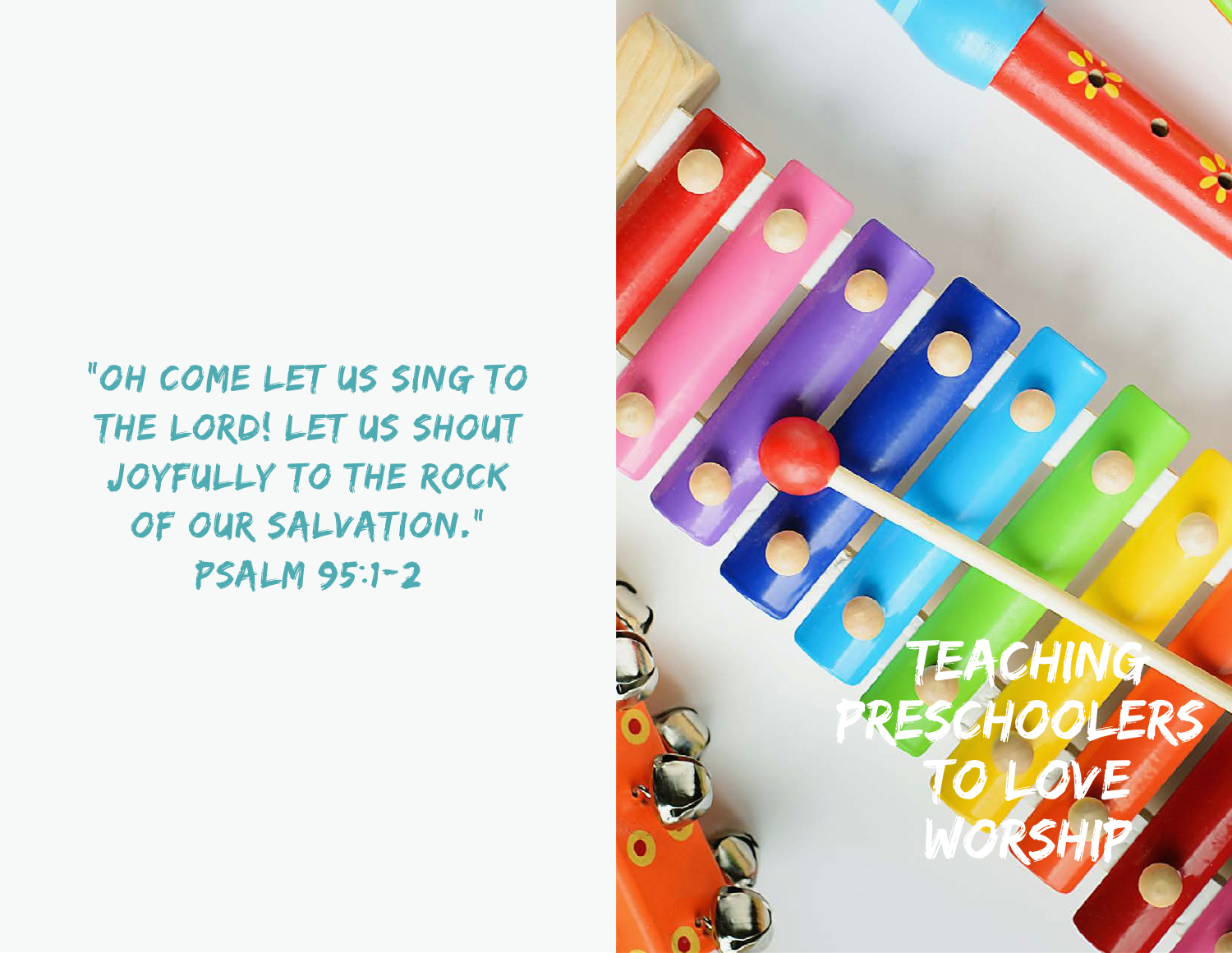"OH COME LET US SING TO THE LORD! LET US SHOUT JOYFULLY TO THE ROCK OF OUR SALVATION."
PSALM 95:1-2

# TEACHING PRESCHOOLERS TO LOVE WORSHIP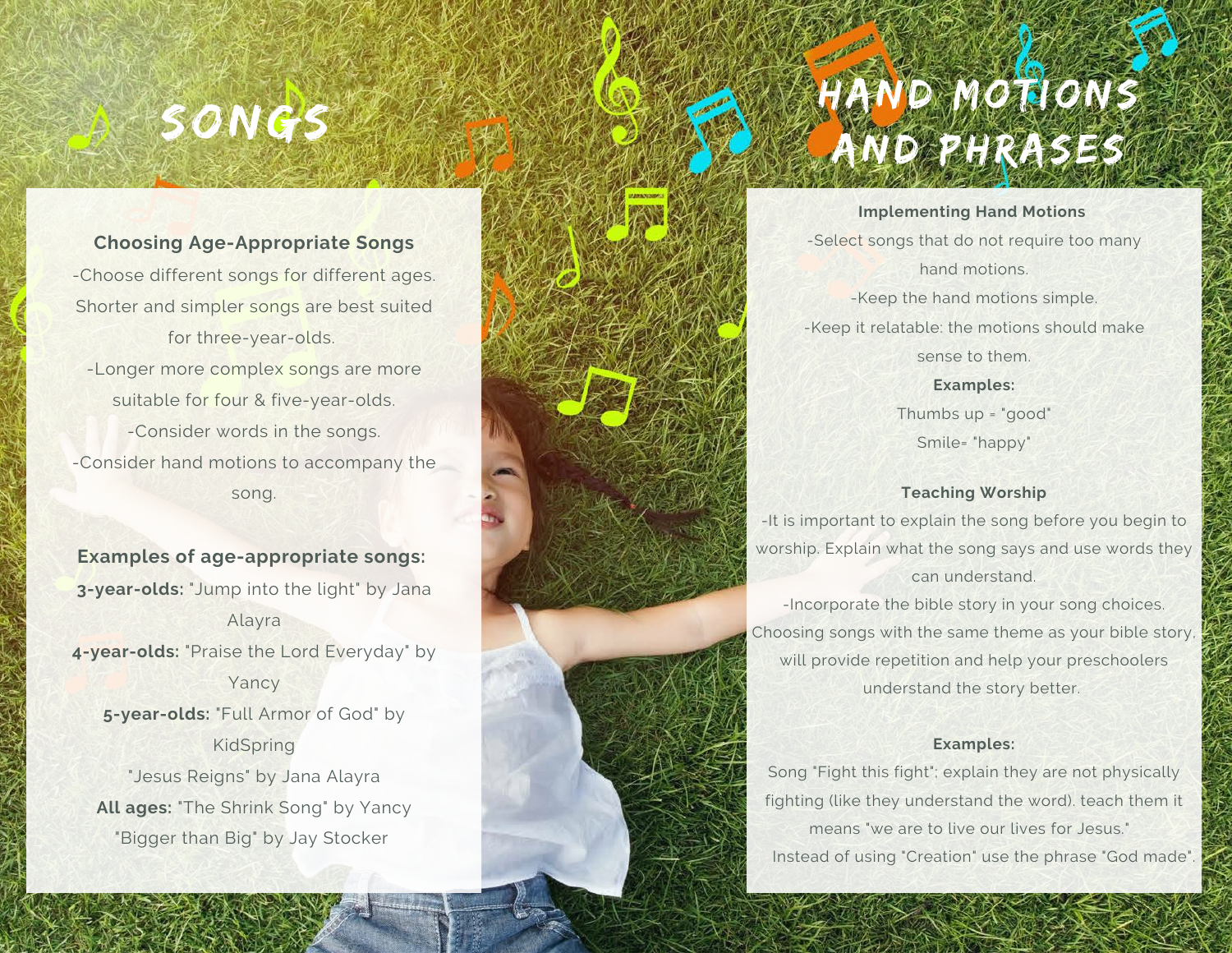# SONGS

**Choosing Age-Appropriate Songs**

-Choose different songs for different ages. Shorter and simpler songs are best suited for three-year-olds.

-Longer more complex songs are more suitable for four & five-year-olds.

-Consider words in the songs.

-Consider hand motions to accompany the song.

**Examples of age-appropriate songs:**

**3-year-olds:** "Jump into the light" by Jana Alayra

**4-year-olds:** "Praise the Lord Everyday" by Yancy

**5-year-olds:** "Full Armor of God" by KidSpring

"Jesus Reigns" by Jana Alayra

**All ages:** "The Shrink Song" by Yancy

"Bigger than Big" by Jay Stocker

# HAND MOTIONS AND PHRASES

**Implementing Hand Motions**

-Select songs that do not require too many hand motions.

-Keep the hand motions simple.

-Keep it relatable: the motions should make sense to them.

**Examples:**

Thumbs up = "good"

Smile= "happy"

**Teaching Worship**

-It is important to explain the song before you begin to worship. Explain what the song says and use words they can understand.

-Incorporate the bible story in your song choices. Choosing songs with the same theme as your bible story, will provide repetition and help your preschoolers understand the story better.

**Examples:**

Song "Fight this fight"; explain they are not physically fighting (like they understand the word). teach them it means "we are to live our lives for Jesus."

Instead of using "Creation" use the phrase "God made".